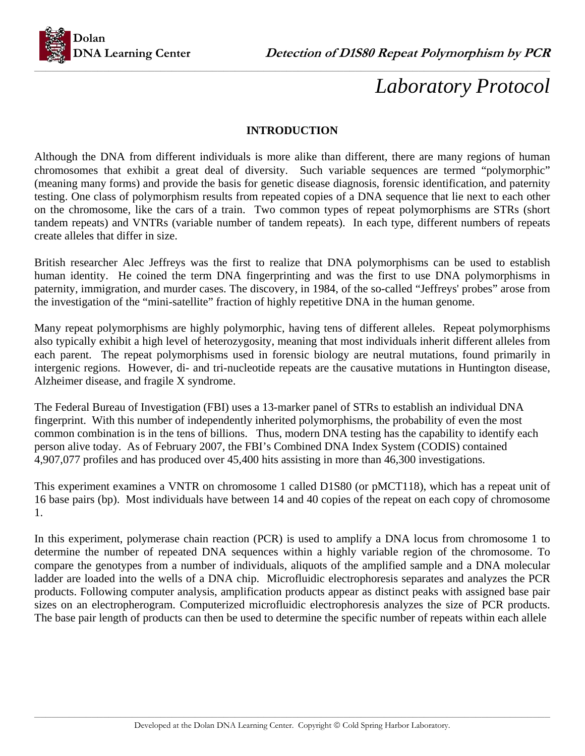# Laboratory Protocol

## INTRODUCTION

Although the DNA from different individuals is more alike than different, there are many regions of human chromosomes that exhibit a great deal of diversity. Such variable sequences are termed "polymorphic" (meaning many forms) and provide the basis for genetic disease diagnosis, forensic identification, and paternity testing. One class of polymorphism results from repeated copies of a DNA sequence that lie next to each other on the chromosome, like the cars of a train. Two common types of repeat polymorphisms are STRs (short tandem repeats) and VNTRs (variable number of tandem repeats). In each type, different numbers of repeats create alleles that differ in size.

British researcher Alec Jeffreys was the first to realize that DNA polymorphisms can be used to establish human identity. He coined the term DNA fingerprinting and was the first to use DNA polymorphisms in paternity, immigration, and murder cases. The discovery, in 1984, of the so-called "Jeffreys' probes" arose from the investigation of the "mini-satellite" fraction of highly repetitive DNA in the human genome.

Many repeat polymorphisms are highly polymorphic, having tens of different alleles. Repeat polymorphisms also typically exhibit a high level of heterozygosity, meaning that most individuals inherit different alleles from each parent. The repeat polymorphisms used in forensic biology are neutral mutations, found primarily in intergenic regions. However, di- and tri-nucleotide repeats are the causative mutations in Huntington disease, Alzheimer disease, and fragile X syndrome.

The Federal Bureau of Investigation (FBI) uses a 13-marker panel of STRs to establish an individual DNA fingerprint. With this number of independently inherited polymorphisms, the probability of even the most common combination is in the tens of billions. Thus, modern DNA testing has the capability to identify each person alive today. As of February 2007, the FBI's Combined DNA Index System (CODIS) contained 4,907,077 profiles and has produced over 45,400 hits assisting in more than 46,300 investigations.

This experiment examines a VNTR on chromosome 1 called D1S80 (or pMCT118), which has a repeat unit of 16 base pairs (bp). Most individuals have between 14 and 40 copies of the repeat on each copy of chromosome 1.

In this experiment, polymerase chain reaction (PCR) is used to amplify a DNA locus from chromosome 1 to determine the number of repeated DNA sequences within a highly variable region of the chromosome. To compare the genotypes from a number of individuals, aliquots of the amplified sample and a DNA molecular ladder are loaded into the wells of a DNA chip. Microfluidic electrophoresis separates and analyzes the PCR products. Following computer analysis, amplification products appear as distinct peaks with assigned base pair sizes on an electropherogram. Computerized microfluidic electrophoresis analyzes the size of PCR products. The base pair length of products can then be used to determine the specific number of repeats within each allele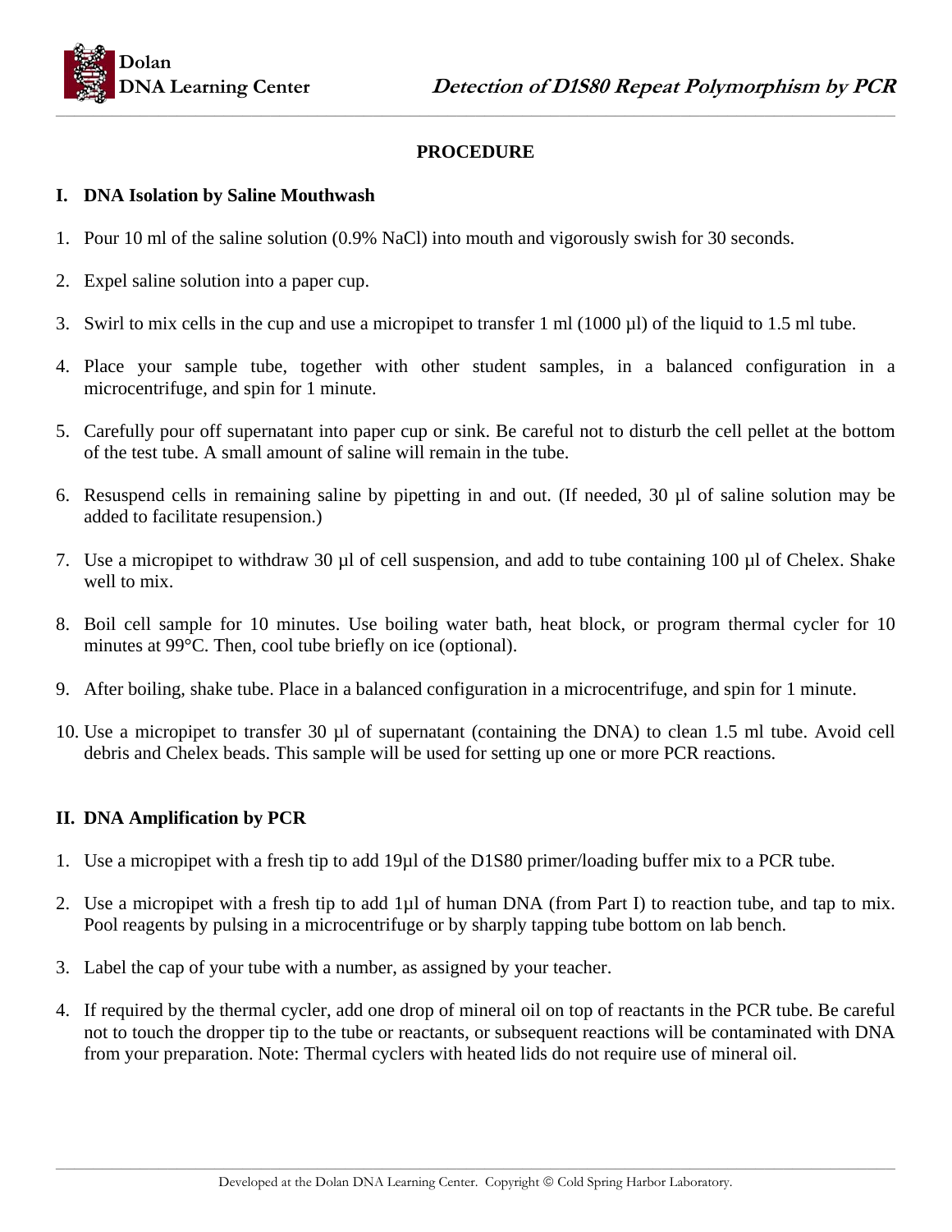## PROCEDURE

### I. DNA Isolation by Saline Mouthwash

1. Pour 10 ml of the saline solution (0.9% NaCl) into mouth and vigorously swish for 30 seconds.
2. Expel saline solution into a paper cup.
3. Swirl to mix cells in the cup and use a micropipet to transfer 1 ml (1000 µl) of the liquid to 1.5 ml tube.
4. Place your sample tube, together with other student samples, in a balanced configuration in a microcentrifuge, and spin for 1 minute.
5. Carefully pour off supernatant into paper cup or sink. Be careful not to disturb the cell pellet at the bottom of the test tube. A small amount of saline will remain in the tube.
6. Resuspend cells in remaining saline by pipetting in and out. (If needed, 30 µl of saline solution may be added to facilitate resupension.)
7. Use a micropipet to withdraw 30 µl of cell suspension, and add to tube containing 100 µl of Chelex. Shake well to mix.
8. Boil cell sample for 10 minutes. Use boiling water bath, heat block, or program thermal cycler for 10 minutes at 99°C. Then, cool tube briefly on ice (optional).
9. After boiling, shake tube. Place in a balanced configuration in a microcentrifuge, and spin for 1 minute.
10. Use a micropipet to transfer 30 µl of supernatant (containing the DNA) to clean 1.5 ml tube. Avoid cell debris and Chelex beads. This sample will be used for setting up one or more PCR reactions.

### II. DNA Amplification by PCR

1. Use a micropipet with a fresh tip to add 19µl of the D1S80 primer/loading buffer mix to a PCR tube.
2. Use a micropipet with a fresh tip to add 1µl of human DNA (from Part I) to reaction tube, and tap to mix. Pool reagents by pulsing in a microcentrifuge or by sharply tapping tube bottom on lab bench.
3. Label the cap of your tube with a number, as assigned by your teacher.
4. If required by the thermal cycler, add one drop of mineral oil on top of reactants in the PCR tube. Be careful not to touch the dropper tip to the tube or reactants, or subsequent reactions will be contaminated with DNA from your preparation. Note: Thermal cyclers with heated lids do not require use of mineral oil.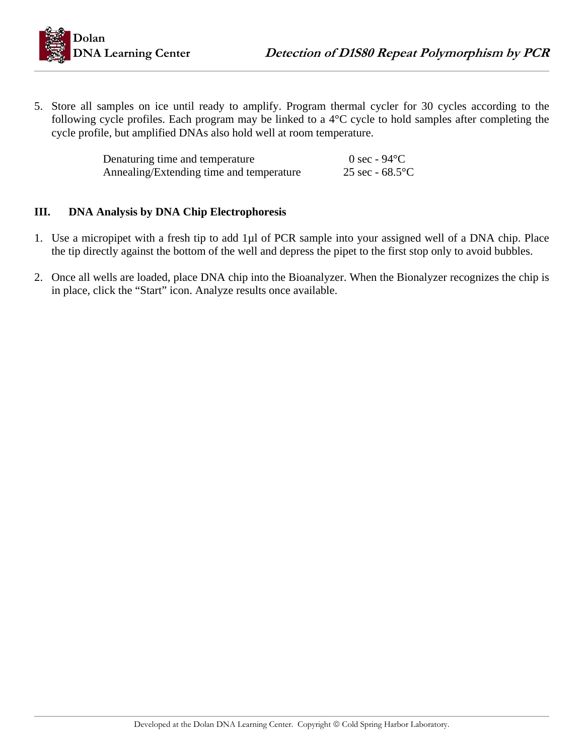5. Store all samples on ice until ready to amplify. Program thermal cycler for 30 cycles according to the following cycle profiles. Each program may be linked to a 4°C cycle to hold samples after completing the cycle profile, but amplified DNAs also hold well at room temperature.

| | |
|---|---|
| Denaturing time and temperature | 0 sec - 94°C |
| Annealing/Extending time and temperature | 25 sec - 68.5°C |

## III. DNA Analysis by DNA Chip Electrophoresis

1. Use a micropipet with a fresh tip to add 1µl of PCR sample into your assigned well of a DNA chip. Place the tip directly against the bottom of the well and depress the pipet to the first stop only to avoid bubbles.

2. Once all wells are loaded, place DNA chip into the Bioanalyzer. When the Bionalyzer recognizes the chip is in place, click the "Start" icon. Analyze results once available.